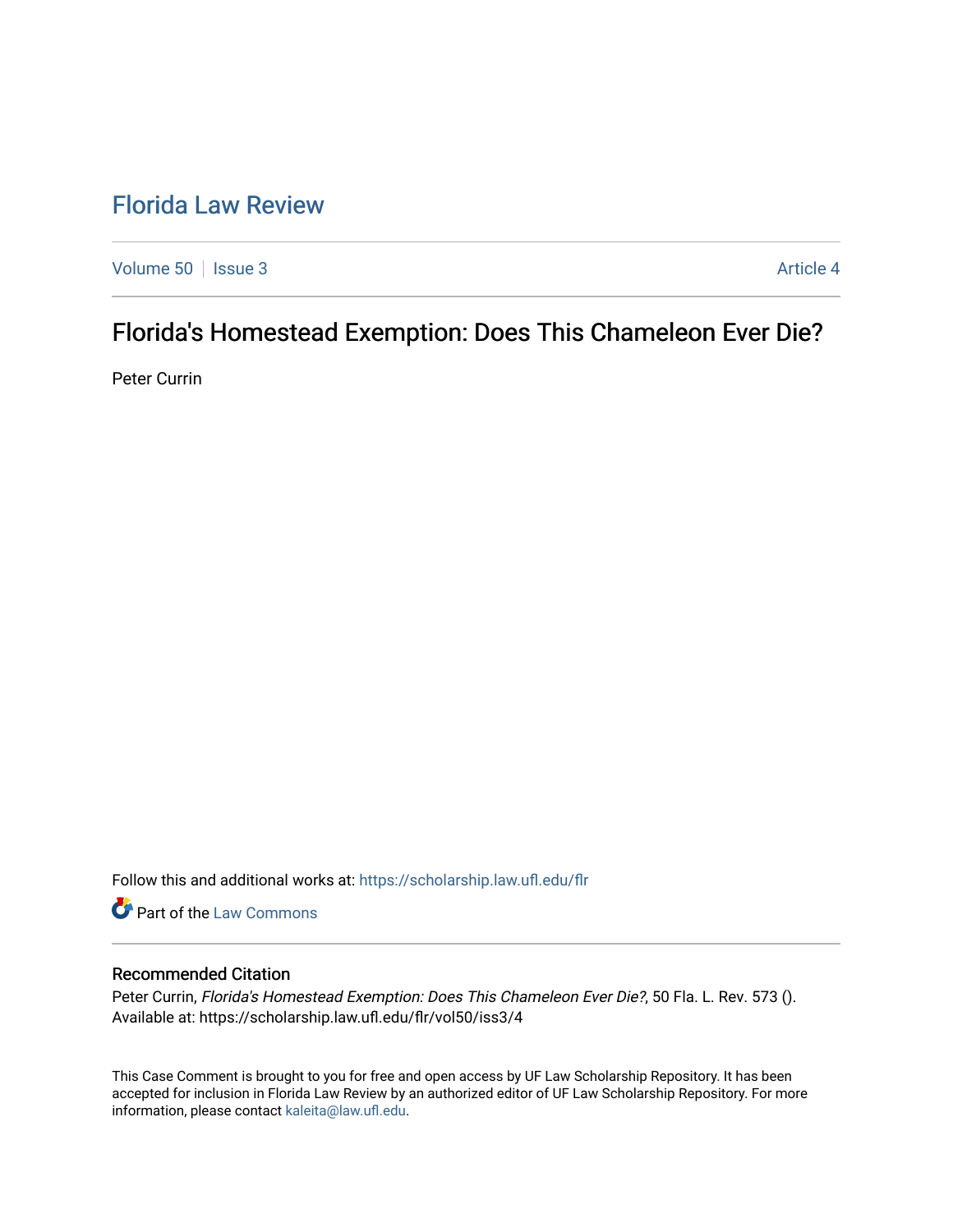# Florida Law Review

Volume 50 | Issue 3 | Article 4

## Florida's Homestead Exemption: Does This Chameleon Ever Die?

Peter Currin

Follow this and additional works at: https://scholarship.law.ufl.edu/flr

Part of the Law Commons

### Recommended Citation

Peter Currin, *Florida's Homestead Exemption: Does This Chameleon Ever Die?*, 50 Fla. L. Rev. 573 ().
Available at: https://scholarship.law.ufl.edu/flr/vol50/iss3/4

This Case Comment is brought to you for free and open access by UF Law Scholarship Repository. It has been accepted for inclusion in Florida Law Review by an authorized editor of UF Law Scholarship Repository. For more information, please contact kaleita@law.ufl.edu.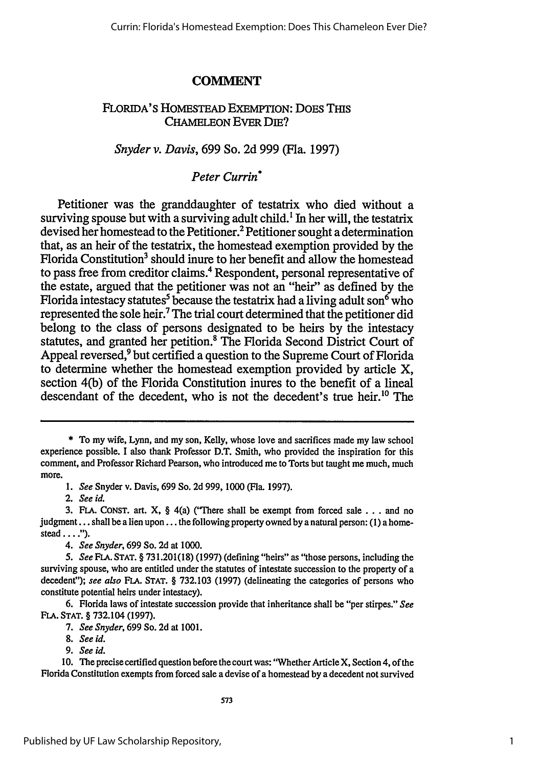# COMMENT

## FLORIDA'S HOMESTEAD EXEMPTION: DOES THIS CHAMELEON EVER DIE?

### *Snyder v. Davis*, 699 So. 2d 999 (Fla. 1997)

### *Peter Currin*\*

Petitioner was the granddaughter of testatrix who died without a surviving spouse but with a surviving adult child.[1] In her will, the testatrix devised her homestead to the Petitioner.[2] Petitioner sought a determination that, as an heir of the testatrix, the homestead exemption provided by the Florida Constitution[3] should inure to her benefit and allow the homestead to pass free from creditor claims.[4] Respondent, personal representative of the estate, argued that the petitioner was not an "heir" as defined by the Florida intestacy statutes[5] because the testatrix had a living adult son[6] who represented the sole heir.[7] The trial court determined that the petitioner did belong to the class of persons designated to be heirs by the intestacy statutes, and granted her petition.[8] The Florida Second District Court of Appeal reversed,[9] but certified a question to the Supreme Court of Florida to determine whether the homestead exemption provided by article X, section 4(b) of the Florida Constitution inures to the benefit of a lineal descendant of the decedent, who is not the decedent's true heir.[10] The

---

\* To my wife, Lynn, and my son, Kelly, whose love and sacrifices made my law school experience possible. I also thank Professor D.T. Smith, who provided the inspiration for this comment, and Professor Richard Pearson, who introduced me to Torts but taught me much, much more.

1. *See* Snyder v. Davis, 699 So. 2d 999, 1000 (Fla. 1997).

2. *See id.*

3. FLA. CONST. art. X, § 4(a) ("There shall be exempt from forced sale . . . and no judgment . . . shall be a lien upon . . . the following property owned by a natural person: (1) a homestead . . . .").

4. *See Snyder*, 699 So. 2d at 1000.

5. *See* FLA. STAT. § 731.201(18) (1997) (defining "heirs" as "those persons, including the surviving spouse, who are entitled under the statutes of intestate succession to the property of a decedent"); *see also* FLA. STAT. § 732.103 (1997) (delineating the categories of persons who constitute potential heirs under intestacy).

6. Florida laws of intestate succession provide that inheritance shall be "per stirpes." *See* FLA. STAT. § 732.104 (1997).

7. *See Snyder*, 699 So. 2d at 1001.

8. *See id.*

9. *See id.*

10. The precise certified question before the court was: "Whether Article X, Section 4, of the Florida Constitution exempts from forced sale a devise of a homestead by a decedent not survived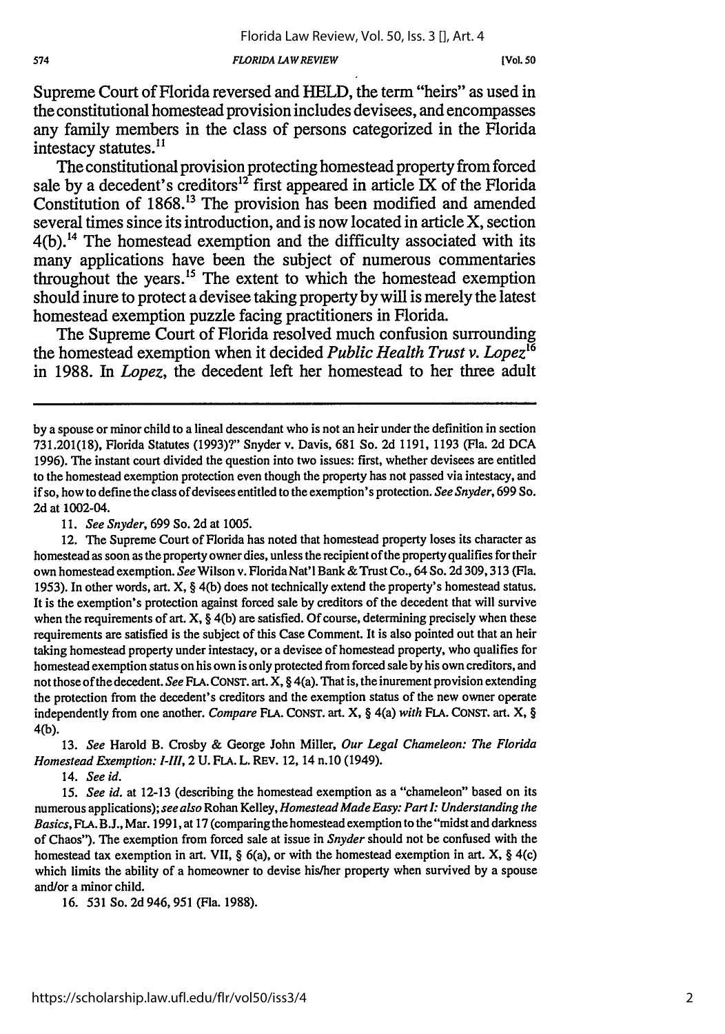Supreme Court of Florida reversed and HELD, the term "heirs" as used in the constitutional homestead provision includes devisees, and encompasses any family members in the class of persons categorized in the Florida intestacy statutes.[11]

The constitutional provision protecting homestead property from forced sale by a decedent's creditors[12] first appeared in article IX of the Florida Constitution of 1868.[13] The provision has been modified and amended several times since its introduction, and is now located in article X, section 4(b).[14] The homestead exemption and the difficulty associated with its many applications have been the subject of numerous commentaries throughout the years.[15] The extent to which the homestead exemption should inure to protect a devisee taking property by will is merely the latest homestead exemption puzzle facing practitioners in Florida.

The Supreme Court of Florida resolved much confusion surrounding the homestead exemption when it decided *Public Health Trust v. Lopez*[16] in 1988. In *Lopez*, the decedent left her homestead to her three adult

---

by a spouse or minor child to a lineal descendant who is not an heir under the definition in section 731.201(18), Florida Statutes (1993)?" Snyder v. Davis, 681 So. 2d 1191, 1193 (Fla. 2d DCA 1996). The instant court divided the question into two issues: first, whether devisees are entitled to the homestead exemption protection even though the property has not passed via intestacy, and if so, how to define the class of devisees entitled to the exemption's protection. *See Snyder*, 699 So. 2d at 1002-04.

11. *See Snyder*, 699 So. 2d at 1005.

12. The Supreme Court of Florida has noted that homestead property loses its character as homestead as soon as the property owner dies, unless the recipient of the property qualifies for their own homestead exemption. *See* Wilson v. Florida Nat'l Bank & Trust Co., 64 So. 2d 309, 313 (Fla. 1953). In other words, art. X, § 4(b) does not technically extend the property's homestead status. It is the exemption's protection against forced sale by creditors of the decedent that will survive when the requirements of art. X, § 4(b) are satisfied. Of course, determining precisely when these requirements are satisfied is the subject of this Case Comment. It is also pointed out that an heir taking homestead property under intestacy, or a devisee of homestead property, who qualifies for homestead exemption status on his own is only protected from forced sale by his own creditors, and not those of the decedent. *See* FLA. CONST. art. X, § 4(a). That is, the inurement provision extending the protection from the decedent's creditors and the exemption status of the new owner operate independently from one another. *Compare* FLA. CONST. art. X, § 4(a) *with* FLA. CONST. art. X, § 4(b).

13. *See* Harold B. Crosby & George John Miller, *Our Legal Chameleon: The Florida Homestead Exemption: I-III*, 2 U. FLA. L. REV. 12, 14 n.10 (1949).

14. *See id.*

15. *See id.* at 12-13 (describing the homestead exemption as a "chameleon" based on its numerous applications); *see also* Rohan Kelley, *Homestead Made Easy: Part I: Understanding the Basics*, FLA. B.J., Mar. 1991, at 17 (comparing the homestead exemption to the "midst and darkness of Chaos"). The exemption from forced sale at issue in *Snyder* should not be confused with the homestead tax exemption in art. VII, § 6(a), or with the homestead exemption in art. X, § 4(c) which limits the ability of a homeowner to devise his/her property when survived by a spouse and/or a minor child.

16. 531 So. 2d 946, 951 (Fla. 1988).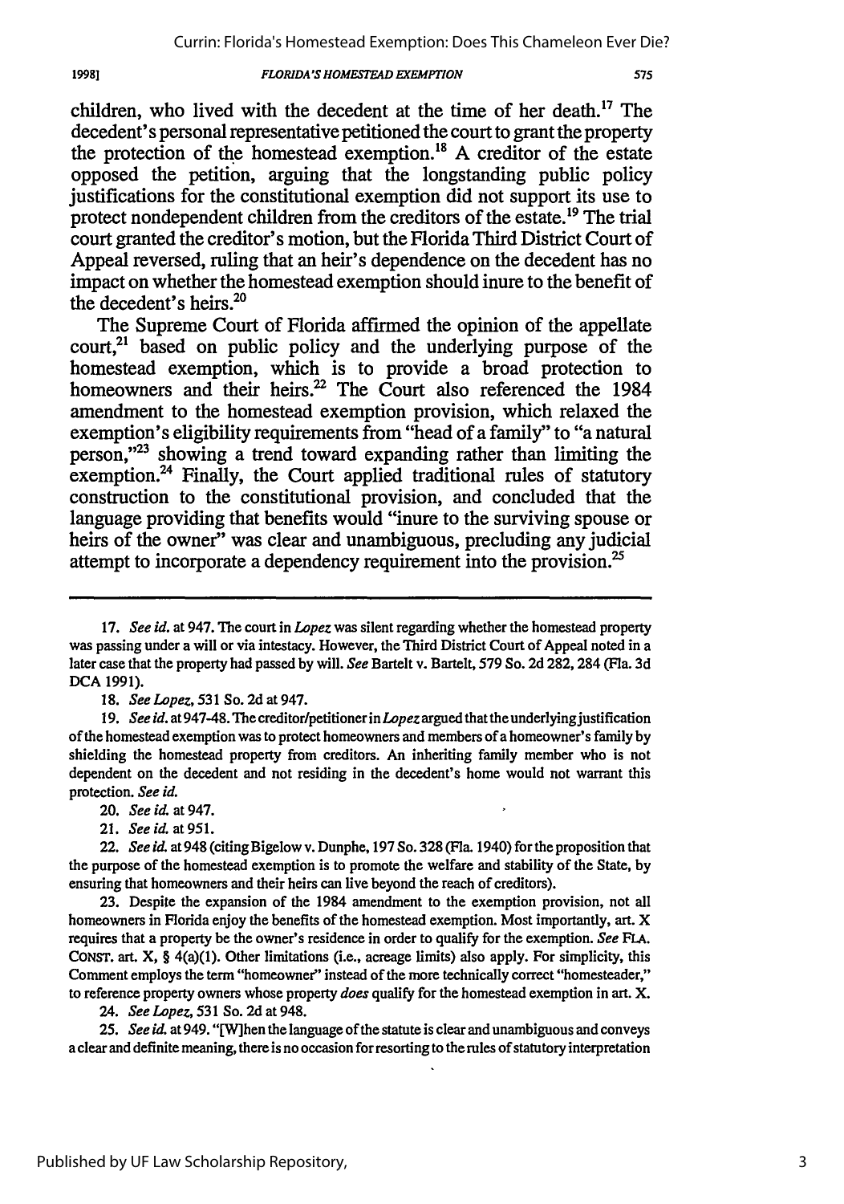children, who lived with the decedent at the time of her death.[17] The decedent's personal representative petitioned the court to grant the property the protection of the homestead exemption.[18] A creditor of the estate opposed the petition, arguing that the longstanding public policy justifications for the constitutional exemption did not support its use to protect nondependent children from the creditors of the estate.[19] The trial court granted the creditor's motion, but the Florida Third District Court of Appeal reversed, ruling that an heir's dependence on the decedent has no impact on whether the homestead exemption should inure to the benefit of the decedent's heirs.[20]

The Supreme Court of Florida affirmed the opinion of the appellate court,[21] based on public policy and the underlying purpose of the homestead exemption, which is to provide a broad protection to homeowners and their heirs.[22] The Court also referenced the 1984 amendment to the homestead exemption provision, which relaxed the exemption's eligibility requirements from "head of a family" to "a natural person,"[23] showing a trend toward expanding rather than limiting the exemption.[24] Finally, the Court applied traditional rules of statutory construction to the constitutional provision, and concluded that the language providing that benefits would "inure to the surviving spouse or heirs of the owner" was clear and unambiguous, precluding any judicial attempt to incorporate a dependency requirement into the provision.[25]

---

17. *See id.* at 947. The court in *Lopez* was silent regarding whether the homestead property was passing under a will or via intestacy. However, the Third District Court of Appeal noted in a later case that the property had passed by will. *See* Bartelt v. Bartelt, 579 So. 2d 282, 284 (Fla. 3d DCA 1991).

18. *See Lopez*, 531 So. 2d at 947.

19. *See id.* at 947-48. The creditor/petitioner in *Lopez* argued that the underlying justification of the homestead exemption was to protect homeowners and members of a homeowner's family by shielding the homestead property from creditors. An inheriting family member who is not dependent on the decedent and not residing in the decedent's home would not warrant this protection. *See id.*

20. *See id.* at 947.

21. *See id.* at 951.

22. *See id.* at 948 (citing Bigelow v. Dunphe, 197 So. 328 (Fla. 1940) for the proposition that the purpose of the homestead exemption is to promote the welfare and stability of the State, by ensuring that homeowners and their heirs can live beyond the reach of creditors).

23. Despite the expansion of the 1984 amendment to the exemption provision, not all homeowners in Florida enjoy the benefits of the homestead exemption. Most importantly, art. X requires that a property be the owner's residence in order to qualify for the exemption. *See* FLA. CONST. art. X, § 4(a)(1). Other limitations (i.e., acreage limits) also apply. For simplicity, this Comment employs the term "homeowner" instead of the more technically correct "homesteader," to reference property owners whose property *does* qualify for the homestead exemption in art. X.

24. *See Lopez*, 531 So. 2d at 948.

25. *See id.* at 949. "[W]hen the language of the statute is clear and unambiguous and conveys a clear and definite meaning, there is no occasion for resorting to the rules of statutory interpretation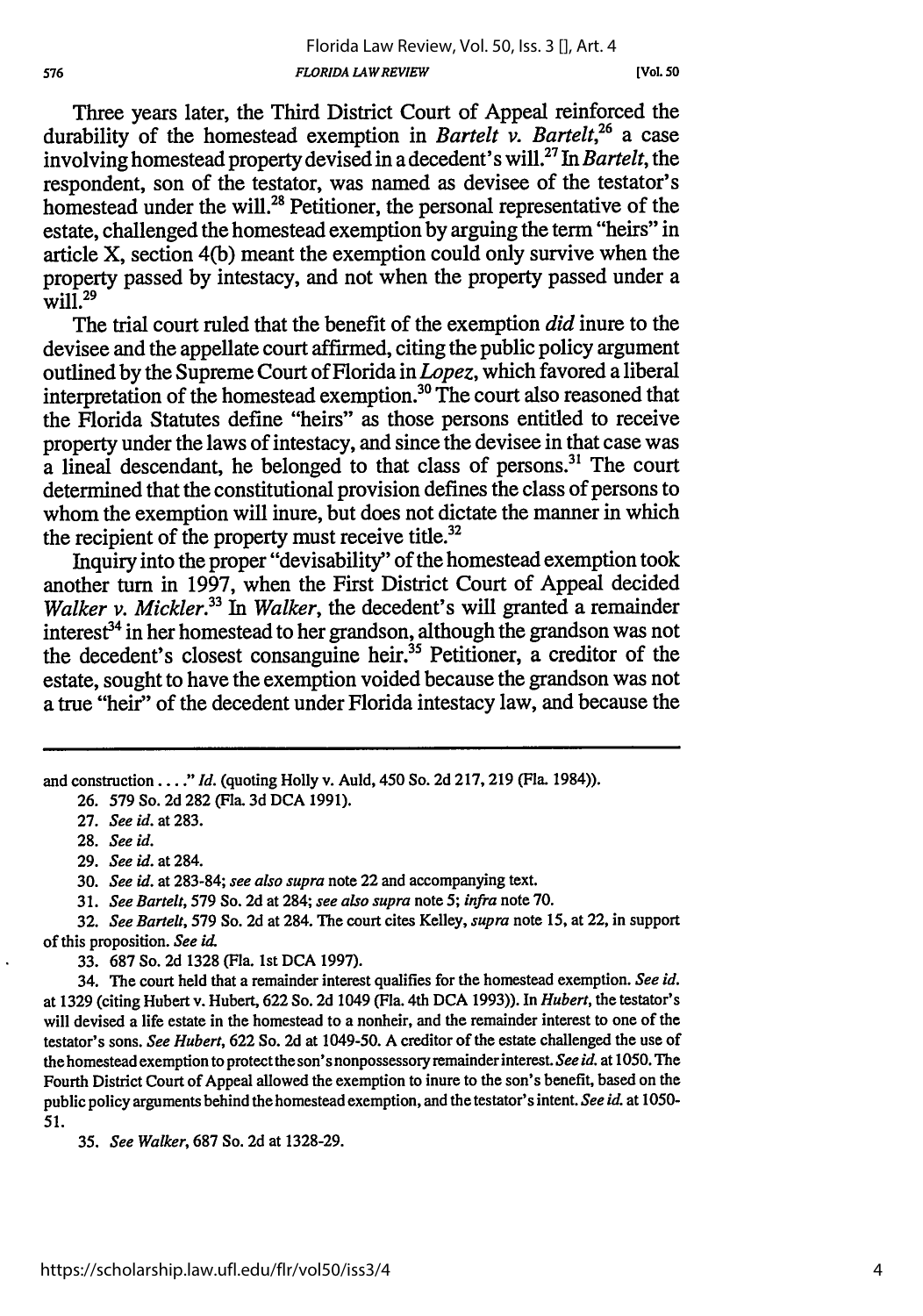Three years later, the Third District Court of Appeal reinforced the durability of the homestead exemption in *Bartelt v. Bartelt*,[26] a case involving homestead property devised in a decedent's will.[27] In *Bartelt*, the respondent, son of the testator, was named as devisee of the testator's homestead under the will.[28] Petitioner, the personal representative of the estate, challenged the homestead exemption by arguing the term "heirs" in article X, section 4(b) meant the exemption could only survive when the property passed by intestacy, and not when the property passed under a will.[29]

The trial court ruled that the benefit of the exemption *did* inure to the devisee and the appellate court affirmed, citing the public policy argument outlined by the Supreme Court of Florida in *Lopez*, which favored a liberal interpretation of the homestead exemption.[30] The court also reasoned that the Florida Statutes define "heirs" as those persons entitled to receive property under the laws of intestacy, and since the devisee in that case was a lineal descendant, he belonged to that class of persons.[31] The court determined that the constitutional provision defines the class of persons to whom the exemption will inure, but does not dictate the manner in which the recipient of the property must receive title.[32]

Inquiry into the proper "devisability" of the homestead exemption took another turn in 1997, when the First District Court of Appeal decided *Walker v. Mickler*.[33] In *Walker*, the decedent's will granted a remainder interest[34] in her homestead to her grandson, although the grandson was not the decedent's closest consanguine heir.[35] Petitioner, a creditor of the estate, sought to have the exemption voided because the grandson was not a true "heir" of the decedent under Florida intestacy law, and because the

---

and construction. . . ." *Id.* (quoting Holly v. Auld, 450 So. 2d 217, 219 (Fla. 1984)).

26. 579 So. 2d 282 (Fla. 3d DCA 1991).

27. *See id.* at 283.

28. *See id.*

29. *See id.* at 284.

30. *See id.* at 283-84; *see also supra* note 22 and accompanying text.

31. *See Bartelt*, 579 So. 2d at 284; *see also supra* note 5; *infra* note 70.

32. *See Bartelt*, 579 So. 2d at 284. The court cites Kelley, *supra* note 15, at 22, in support of this proposition. *See id.*

33. 687 So. 2d 1328 (Fla. 1st DCA 1997).

34. The court held that a remainder interest qualifies for the homestead exemption. *See id.* at 1329 (citing Hubert v. Hubert, 622 So. 2d 1049 (Fla. 4th DCA 1993)). In *Hubert*, the testator's will devised a life estate in the homestead to a nonheir, and the remainder interest to one of the testator's sons. *See Hubert*, 622 So. 2d at 1049-50. A creditor of the estate challenged the use of the homestead exemption to protect the son's nonpossessory remainder interest. *See id.* at 1050. The Fourth District Court of Appeal allowed the exemption to inure to the son's benefit, based on the public policy arguments behind the homestead exemption, and the testator's intent. *See id.* at 1050-51.

35. *See Walker*, 687 So. 2d at 1328-29.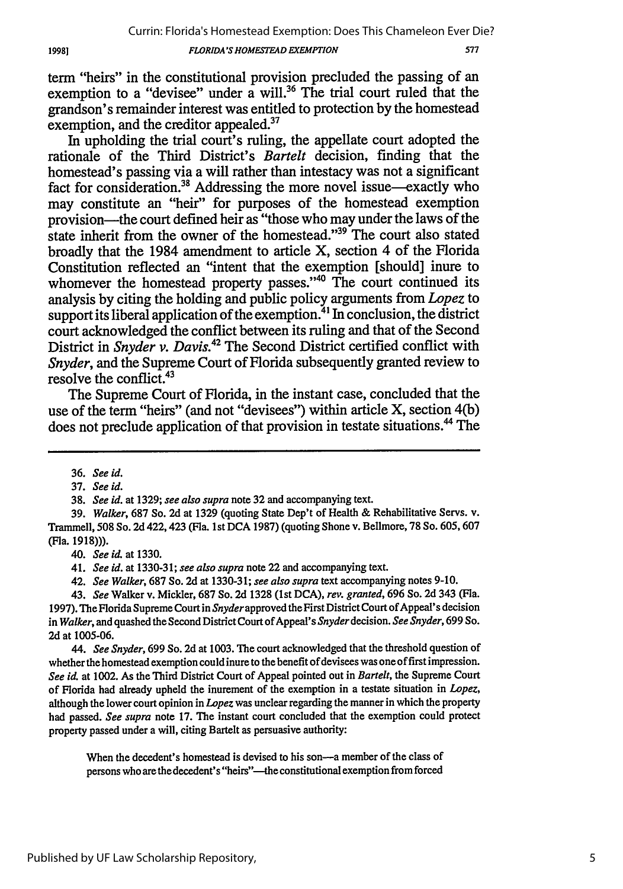term "heirs" in the constitutional provision precluded the passing of an exemption to a "devisee" under a will.[36] The trial court ruled that the grandson's remainder interest was entitled to protection by the homestead exemption, and the creditor appealed.[37]

In upholding the trial court's ruling, the appellate court adopted the rationale of the Third District's *Bartelt* decision, finding that the homestead's passing via a will rather than intestacy was not a significant fact for consideration.[38] Addressing the more novel issue—exactly who may constitute an "heir" for purposes of the homestead exemption provision—the court defined heir as "those who may under the laws of the state inherit from the owner of the homestead."[39] The court also stated broadly that the 1984 amendment to article X, section 4 of the Florida Constitution reflected an "intent that the exemption [should] inure to whomever the homestead property passes."[40] The court continued its analysis by citing the holding and public policy arguments from *Lopez* to support its liberal application of the exemption.[41] In conclusion, the district court acknowledged the conflict between its ruling and that of the Second District in *Snyder v. Davis*.[42] The Second District certified conflict with *Snyder*, and the Supreme Court of Florida subsequently granted review to resolve the conflict.[43]

The Supreme Court of Florida, in the instant case, concluded that the use of the term "heirs" (and not "devisees") within article X, section 4(b) does not preclude application of that provision in testate situations.[44] The

---

36. *See id.*

37. *See id.*

38. *See id.* at 1329; *see also supra* note 32 and accompanying text.

39. *Walker*, 687 So. 2d at 1329 (quoting State Dep't of Health & Rehabilitative Servs. v. Trammell, 508 So. 2d 422, 423 (Fla. 1st DCA 1987) (quoting Shone v. Bellmore, 78 So. 605, 607 (Fla. 1918))).

40. *See id.* at 1330.

41. *See id.* at 1330-31; *see also supra* note 22 and accompanying text.

42. *See Walker*, 687 So. 2d at 1330-31; *see also supra* text accompanying notes 9-10.

43. *See* Walker v. Mickler, 687 So. 2d 1328 (1st DCA), *rev. granted*, 696 So. 2d 343 (Fla. 1997). The Florida Supreme Court in *Snyder* approved the First District Court of Appeal's decision in *Walker*, and quashed the Second District Court of Appeal's *Snyder* decision. *See Snyder*, 699 So. 2d at 1005-06.

44. *See Snyder*, 699 So. 2d at 1003. The court acknowledged that the threshold question of whether the homestead exemption could inure to the benefit of devisees was one of first impression. *See id.* at 1002. As the Third District Court of Appeal pointed out in *Bartelt*, the Supreme Court of Florida had already upheld the inurement of the exemption in a testate situation in *Lopez*, although the lower court opinion in *Lopez* was unclear regarding the manner in which the property had passed. *See supra* note 17. The instant court concluded that the exemption could protect property passed under a will, citing Bartelt as persuasive authority:

> When the decedent's homestead is devised to his son—a member of the class of persons who are the decedent's "heirs"—the constitutional exemption from forced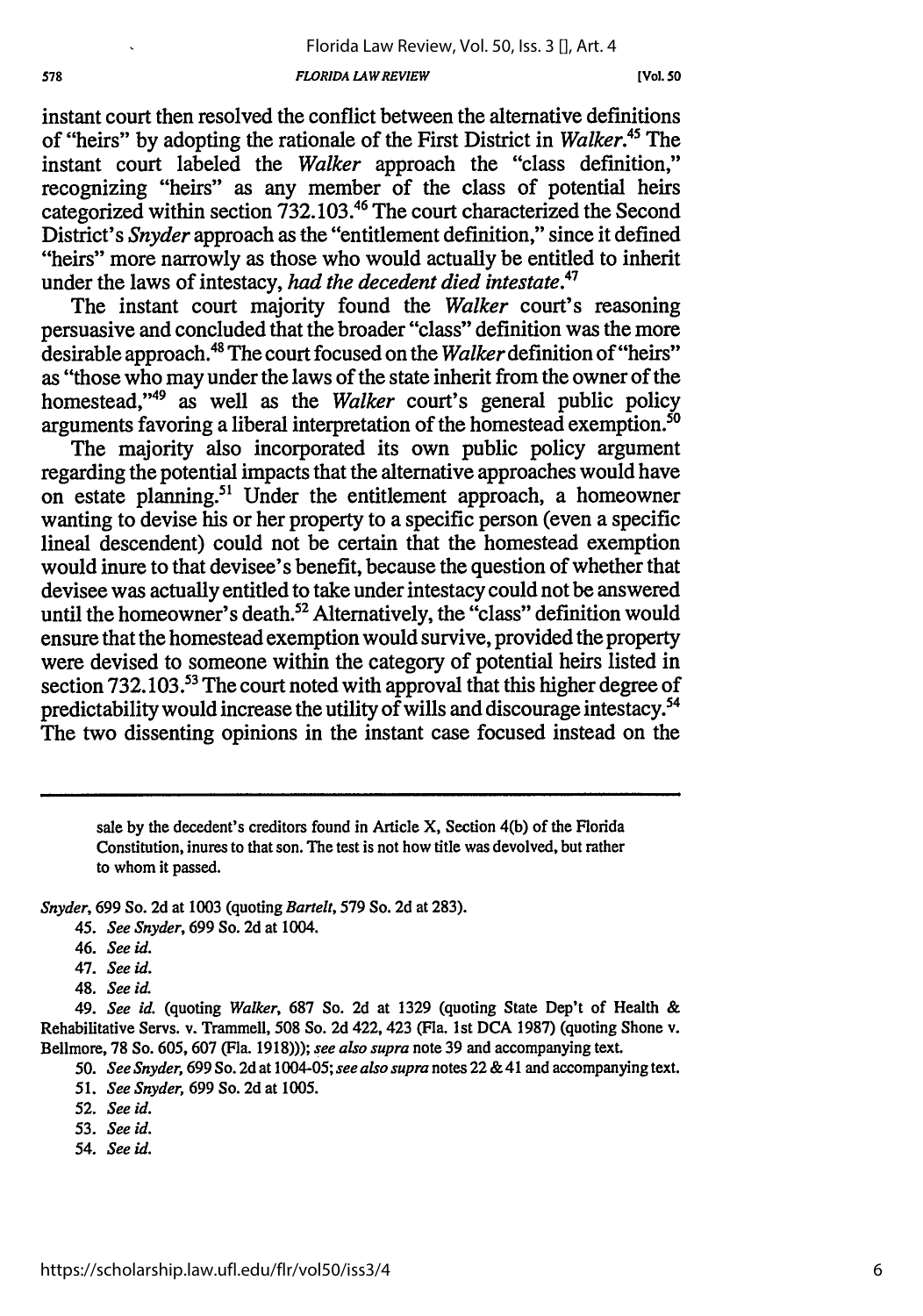instant court then resolved the conflict between the alternative definitions of "heirs" by adopting the rationale of the First District in *Walker*.[45] The instant court labeled the *Walker* approach the "class definition," recognizing "heirs" as any member of the class of potential heirs categorized within section 732.103.[46] The court characterized the Second District's *Snyder* approach as the "entitlement definition," since it defined "heirs" more narrowly as those who would actually be entitled to inherit under the laws of intestacy, *had the decedent died intestate*.[47]

The instant court majority found the *Walker* court's reasoning persuasive and concluded that the broader "class" definition was the more desirable approach.[48] The court focused on the *Walker* definition of "heirs" as "those who may under the laws of the state inherit from the owner of the homestead,"[49] as well as the *Walker* court's general public policy arguments favoring a liberal interpretation of the homestead exemption.[50]

The majority also incorporated its own public policy argument regarding the potential impacts that the alternative approaches would have on estate planning.[51] Under the entitlement approach, a homeowner wanting to devise his or her property to a specific person (even a specific lineal descendent) could not be certain that the homestead exemption would inure to that devisee's benefit, because the question of whether that devisee was actually entitled to take under intestacy could not be answered until the homeowner's death.[52] Alternatively, the "class" definition would ensure that the homestead exemption would survive, provided the property were devised to someone within the category of potential heirs listed in section 732.103.[53] The court noted with approval that this higher degree of predictability would increase the utility of wills and discourage intestacy.[54] The two dissenting opinions in the instant case focused instead on the

---

> sale by the decedent's creditors found in Article X, Section 4(b) of the Florida Constitution, inures to that son. The test is not how title was devolved, but rather to whom it passed.

*Snyder*, 699 So. 2d at 1003 (quoting *Bartelt*, 579 So. 2d at 283).

45. *See Snyder*, 699 So. 2d at 1004.

46. *See id.*

47. *See id.*

48. *See id.*

49. *See id.* (quoting *Walker*, 687 So. 2d at 1329 (quoting State Dep't of Health & Rehabilitative Servs. v. Trammell, 508 So. 2d 422, 423 (Fla. 1st DCA 1987) (quoting Shone v. Bellmore, 78 So. 605, 607 (Fla. 1918))); *see also supra* note 39 and accompanying text.

50. *See Snyder*, 699 So. 2d at 1004-05; *see also supra* notes 22 & 41 and accompanying text.

51. *See Snyder*, 699 So. 2d at 1005.

52. *See id.*

53. *See id.*

54. *See id.*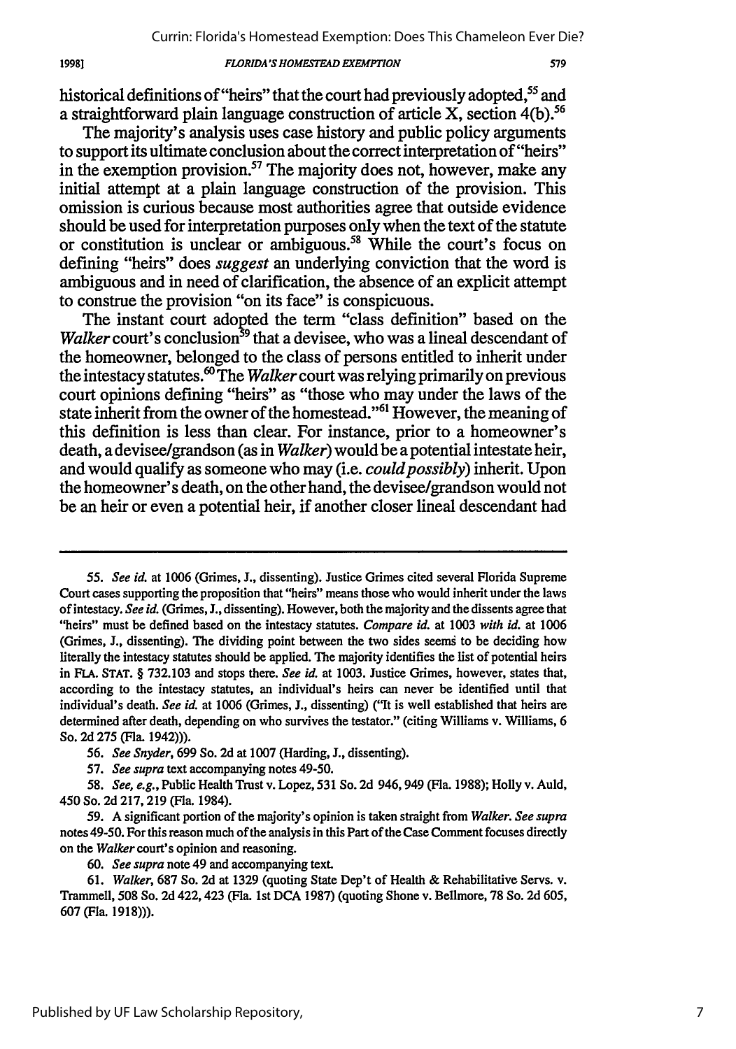historical definitions of "heirs" that the court had previously adopted,[55] and a straightforward plain language construction of article X, section 4(b).[56]

The majority's analysis uses case history and public policy arguments to support its ultimate conclusion about the correct interpretation of "heirs" in the exemption provision.[57] The majority does not, however, make any initial attempt at a plain language construction of the provision. This omission is curious because most authorities agree that outside evidence should be used for interpretation purposes only when the text of the statute or constitution is unclear or ambiguous.[58] While the court's focus on defining "heirs" does *suggest* an underlying conviction that the word is ambiguous and in need of clarification, the absence of an explicit attempt to construe the provision "on its face" is conspicuous.

The instant court adopted the term "class definition" based on the *Walker* court's conclusion[59] that a devisee, who was a lineal descendant of the homeowner, belonged to the class of persons entitled to inherit under the intestacy statutes.[60] The *Walker* court was relying primarily on previous court opinions defining "heirs" as "those who may under the laws of the state inherit from the owner of the homestead."[61] However, the meaning of this definition is less than clear. For instance, prior to a homeowner's death, a devisee/grandson (as in *Walker*) would be a potential intestate heir, and would qualify as someone who may (i.e. *could possibly*) inherit. Upon the homeowner's death, on the other hand, the devisee/grandson would not be an heir or even a potential heir, if another closer lineal descendant had

---

55. *See id.* at 1006 (Grimes, J., dissenting). Justice Grimes cited several Florida Supreme Court cases supporting the proposition that "heirs" means those who would inherit under the laws of intestacy. *See id.* (Grimes, J., dissenting). However, both the majority and the dissents agree that "heirs" must be defined based on the intestacy statutes. *Compare id.* at 1003 *with id.* at 1006 (Grimes, J., dissenting). The dividing point between the two sides seems to be deciding how literally the intestacy statutes should be applied. The majority identifies the list of potential heirs in FLA. STAT. § 732.103 and stops there. *See id.* at 1003. Justice Grimes, however, states that, according to the intestacy statutes, an individual's heirs can never be identified until that individual's death. *See id.* at 1006 (Grimes, J., dissenting) ("It is well established that heirs are determined after death, depending on who survives the testator." (citing Williams v. Williams, 6 So. 2d 275 (Fla. 1942))).

56. *See Snyder*, 699 So. 2d at 1007 (Harding, J., dissenting).

57. *See supra* text accompanying notes 49-50.

58. *See, e.g.*, Public Health Trust v. Lopez, 531 So. 2d 946, 949 (Fla. 1988); Holly v. Auld, 450 So. 2d 217, 219 (Fla. 1984).

59. A significant portion of the majority's opinion is taken straight from *Walker*. *See supra* notes 49-50. For this reason much of the analysis in this Part of the Case Comment focuses directly on the *Walker* court's opinion and reasoning.

60. *See supra* note 49 and accompanying text.

61. *Walker*, 687 So. 2d at 1329 (quoting State Dep't of Health & Rehabilitative Servs. v. Trammell, 508 So. 2d 422, 423 (Fla. 1st DCA 1987) (quoting Shone v. Bellmore, 78 So. 2d 605, 607 (Fla. 1918))).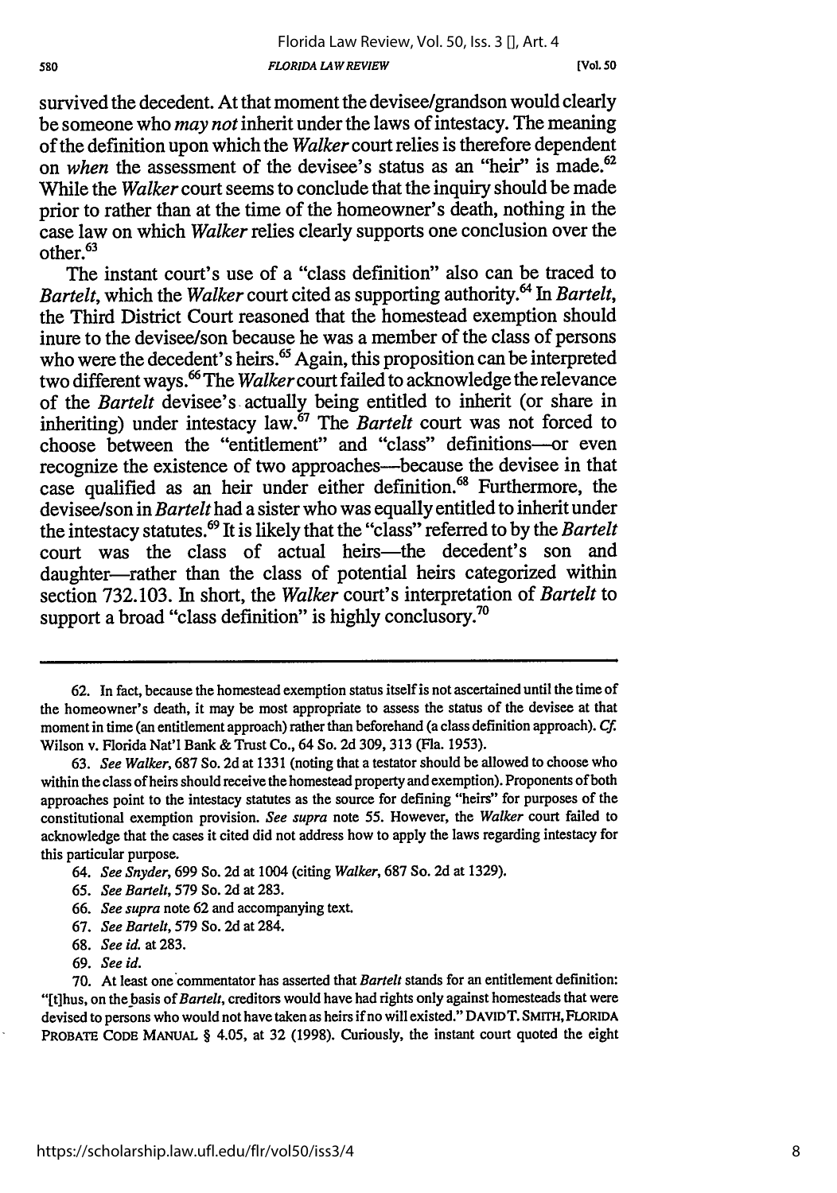survived the decedent. At that moment the devisee/grandson would clearly be someone who *may not* inherit under the laws of intestacy. The meaning of the definition upon which the *Walker* court relies is therefore dependent on *when* the assessment of the devisee's status as an "heir" is made.[62] While the *Walker* court seems to conclude that the inquiry should be made prior to rather than at the time of the homeowner's death, nothing in the case law on which *Walker* relies clearly supports one conclusion over the other.[63]

The instant court's use of a "class definition" also can be traced to *Bartelt*, which the *Walker* court cited as supporting authority.[64] In *Bartelt*, the Third District Court reasoned that the homestead exemption should inure to the devisee/son because he was a member of the class of persons who were the decedent's heirs.[65] Again, this proposition can be interpreted two different ways.[66] The *Walker* court failed to acknowledge the relevance of the *Bartelt* devisee's actually being entitled to inherit (or share in inheriting) under intestacy law.[67] The *Bartelt* court was not forced to choose between the "entitlement" and "class" definitions—or even recognize the existence of two approaches—because the devisee in that case qualified as an heir under either definition.[68] Furthermore, the devisee/son in *Bartelt* had a sister who was equally entitled to inherit under the intestacy statutes.[69] It is likely that the "class" referred to by the *Bartelt* court was the class of actual heirs—the decedent's son and daughter—rather than the class of potential heirs categorized within section 732.103. In short, the *Walker* court's interpretation of *Bartelt* to support a broad "class definition" is highly conclusory.[70]

---

62. In fact, because the homestead exemption status itself is not ascertained until the time of the homeowner's death, it may be most appropriate to assess the status of the devisee at that moment in time (an entitlement approach) rather than beforehand (a class definition approach). *Cf.* Wilson v. Florida Nat'l Bank & Trust Co., 64 So. 2d 309, 313 (Fla. 1953).

63. *See Walker*, 687 So. 2d at 1331 (noting that a testator should be allowed to choose who within the class of heirs should receive the homestead property and exemption). Proponents of both approaches point to the intestacy statutes as the source for defining "heirs" for purposes of the constitutional exemption provision. *See supra* note 55. However, the *Walker* court failed to acknowledge that the cases it cited did not address how to apply the laws regarding intestacy for this particular purpose.

64. *See Snyder*, 699 So. 2d at 1004 (citing *Walker*, 687 So. 2d at 1329).

65. *See Bartelt*, 579 So. 2d at 283.

66. *See supra* note 62 and accompanying text.

67. *See Bartelt*, 579 So. 2d at 284.

68. *See id.* at 283.

69. *See id.*

70. At least one commentator has asserted that *Bartelt* stands for an entitlement definition: "[t]hus, on the basis of *Bartelt*, creditors would have had rights only against homesteads that were devised to persons who would not have taken as heirs if no will existed." DAVID T. SMITH, FLORIDA PROBATE CODE MANUAL § 4.05, at 32 (1998). Curiously, the instant court quoted the eight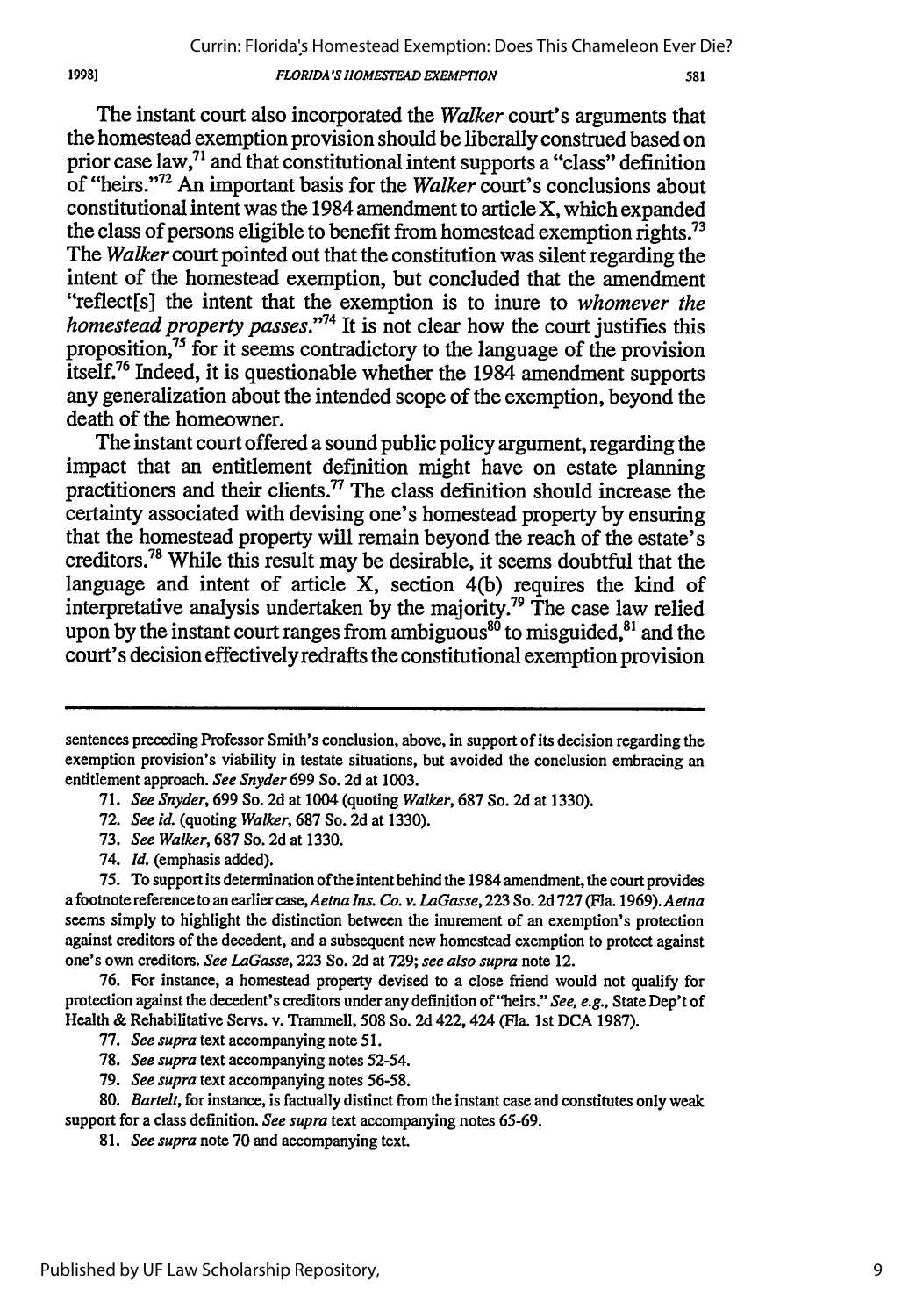The instant court also incorporated the *Walker* court's arguments that the homestead exemption provision should be liberally construed based on prior case law,[71] and that constitutional intent supports a "class" definition of "heirs."[72] An important basis for the *Walker* court's conclusions about constitutional intent was the 1984 amendment to article X, which expanded the class of persons eligible to benefit from homestead exemption rights.[73] The *Walker* court pointed out that the constitution was silent regarding the intent of the homestead exemption, but concluded that the amendment "reflect[s] the intent that the exemption is to inure to *whomever the homestead property passes*."[74] It is not clear how the court justifies this proposition,[75] for it seems contradictory to the language of the provision itself.[76] Indeed, it is questionable whether the 1984 amendment supports any generalization about the intended scope of the exemption, beyond the death of the homeowner.

The instant court offered a sound public policy argument, regarding the impact that an entitlement definition might have on estate planning practitioners and their clients.[77] The class definition should increase the certainty associated with devising one's homestead property by ensuring that the homestead property will remain beyond the reach of the estate's creditors.[78] While this result may be desirable, it seems doubtful that the language and intent of article X, section 4(b) requires the kind of interpretative analysis undertaken by the majority.[79] The case law relied upon by the instant court ranges from ambiguous[80] to misguided,[81] and the court's decision effectively redrafts the constitutional exemption provision

---

sentences preceding Professor Smith's conclusion, above, in support of its decision regarding the exemption provision's viability in testate situations, but avoided the conclusion embracing an entitlement approach. *See Snyder* 699 So. 2d at 1003.

71. *See Snyder*, 699 So. 2d at 1004 (quoting *Walker*, 687 So. 2d at 1330).

72. *See id.* (quoting *Walker*, 687 So. 2d at 1330).

73. *See Walker*, 687 So. 2d at 1330.

74. *Id.* (emphasis added).

75. To support its determination of the intent behind the 1984 amendment, the court provides a footnote reference to an earlier case, *Aetna Ins. Co. v. LaGasse*, 223 So. 2d 727 (Fla. 1969). *Aetna* seems simply to highlight the distinction between the inurement of an exemption's protection against creditors of the decedent, and a subsequent new homestead exemption to protect against one's own creditors. *See LaGasse*, 223 So. 2d at 729; *see also supra* note 12.

76. For instance, a homestead property devised to a close friend would not qualify for protection against the decedent's creditors under any definition of "heirs." *See, e.g.*, State Dep't of Health & Rehabilitative Servs. v. Trammell, 508 So. 2d 422, 424 (Fla. 1st DCA 1987).

77. *See supra* text accompanying note 51.

78. *See supra* text accompanying notes 52-54.

79. *See supra* text accompanying notes 56-58.

80. *Bartelt*, for instance, is factually distinct from the instant case and constitutes only weak support for a class definition. *See supra* text accompanying notes 65-69.

81. *See supra* note 70 and accompanying text.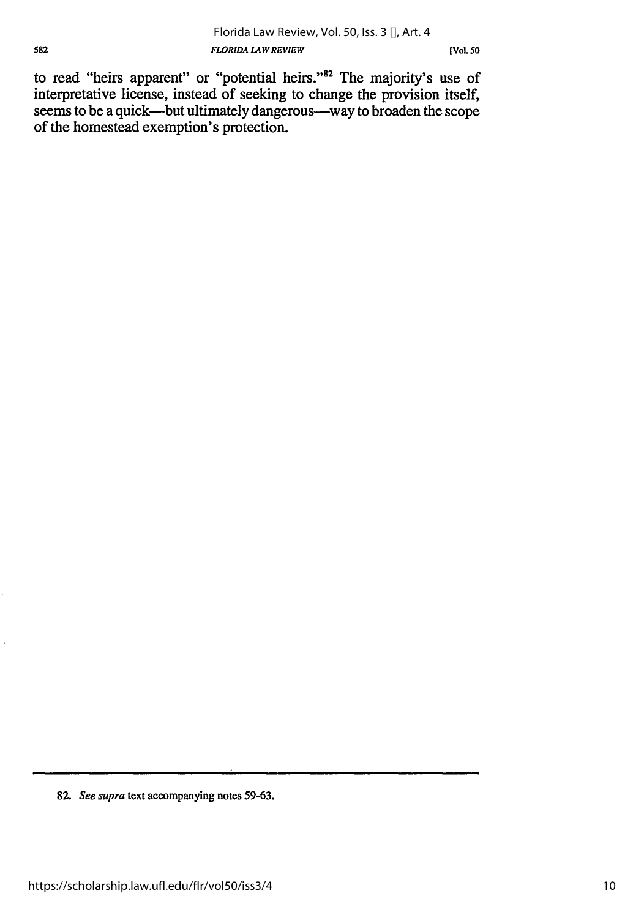to read "heirs apparent" or "potential heirs."[82] The majority's use of interpretative license, instead of seeking to change the provision itself, seems to be a quick—but ultimately dangerous—way to broaden the scope of the homestead exemption's protection.

---

82. *See supra* text accompanying notes 59-63.